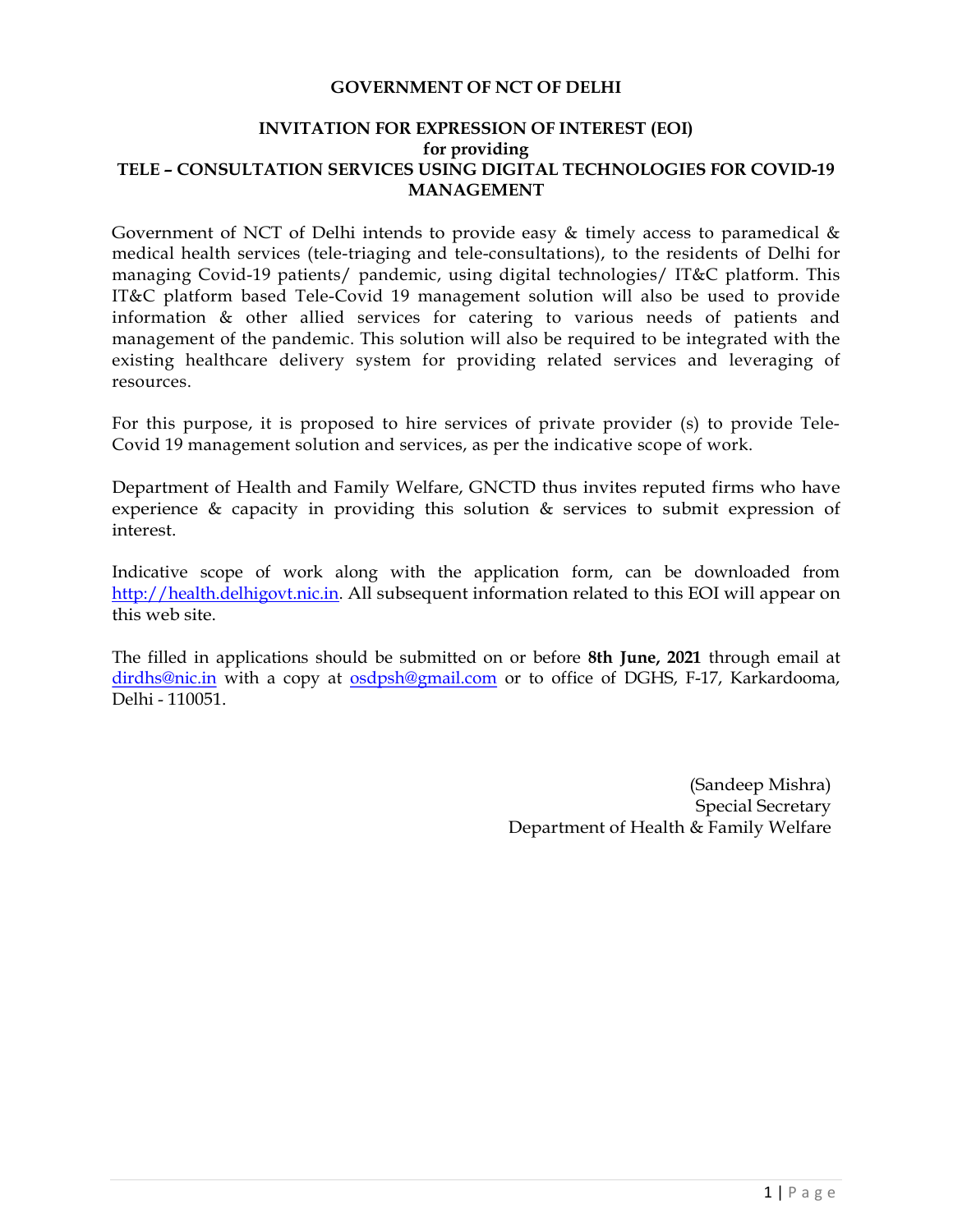# GOVERNMENT OF NCT OF DELHI

## INVITATION FOR EXPRESSION OF INTEREST (EOI) for providing TELE – CONSULTATION SERVICES USING DIGITAL TECHNOLOGIES FOR COVID-19 MANAGEMENT

Government of NCT of Delhi intends to provide easy & timely access to paramedical & medical health services (tele-triaging and tele-consultations), to the residents of Delhi for managing Covid-19 patients/ pandemic, using digital technologies/ IT&C platform. This IT&C platform based Tele-Covid 19 management solution will also be used to provide information & other allied services for catering to various needs of patients and management of the pandemic. This solution will also be required to be integrated with the existing healthcare delivery system for providing related services and leveraging of resources.

For this purpose, it is proposed to hire services of private provider (s) to provide Tele-Covid 19 management solution and services, as per the indicative scope of work.

Department of Health and Family Welfare, GNCTD thus invites reputed firms who have experience & capacity in providing this solution & services to submit expression of interest.

Indicative scope of work along with the application form, can be downloaded from http://health.delhigovt.nic.in. All subsequent information related to this EOI will appear on this web site.

The filled in applications should be submitted on or before **8th June, 2021** through email at dirdhs@nic.in with a copy at osdpsh@gmail.com or to office of DGHS, F-17, Karkardooma, Delhi - 110051.

(Sandeep Mishra)
Special Secretary
Department of Health & Family Welfare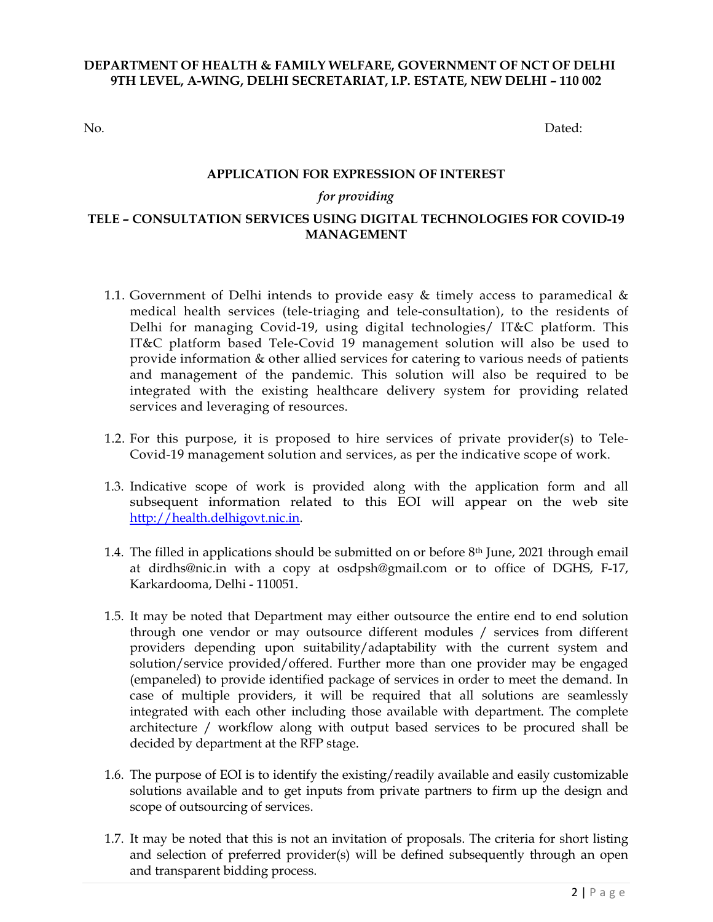**DEPARTMENT OF HEALTH & FAMILY WELFARE, GOVERNMENT OF NCT OF DELHI**
**9TH LEVEL, A-WING, DELHI SECRETARIAT, I.P. ESTATE, NEW DELHI – 110 002**

No. Dated:

## APPLICATION FOR EXPRESSION OF INTEREST

*for providing*

## TELE – CONSULTATION SERVICES USING DIGITAL TECHNOLOGIES FOR COVID-19 MANAGEMENT

1.1. Government of Delhi intends to provide easy & timely access to paramedical & medical health services (tele-triaging and tele-consultation), to the residents of Delhi for managing Covid-19, using digital technologies/ IT&C platform. This IT&C platform based Tele-Covid 19 management solution will also be used to provide information & other allied services for catering to various needs of patients and management of the pandemic. This solution will also be required to be integrated with the existing healthcare delivery system for providing related services and leveraging of resources.

1.2. For this purpose, it is proposed to hire services of private provider(s) to Tele-Covid-19 management solution and services, as per the indicative scope of work.

1.3. Indicative scope of work is provided along with the application form and all subsequent information related to this EOI will appear on the web site [http://health.delhigovt.nic.in](http://health.delhigovt.nic.in).

1.4. The filled in applications should be submitted on or before 8th June, 2021 through email at dirdhs@nic.in with a copy at osdpsh@gmail.com or to office of DGHS, F-17, Karkardooma, Delhi - 110051.

1.5. It may be noted that Department may either outsource the entire end to end solution through one vendor or may outsource different modules / services from different providers depending upon suitability/adaptability with the current system and solution/service provided/offered. Further more than one provider may be engaged (empaneled) to provide identified package of services in order to meet the demand. In case of multiple providers, it will be required that all solutions are seamlessly integrated with each other including those available with department. The complete architecture / workflow along with output based services to be procured shall be decided by department at the RFP stage.

1.6. The purpose of EOI is to identify the existing/readily available and easily customizable solutions available and to get inputs from private partners to firm up the design and scope of outsourcing of services.

1.7. It may be noted that this is not an invitation of proposals. The criteria for short listing and selection of preferred provider(s) will be defined subsequently through an open and transparent bidding process.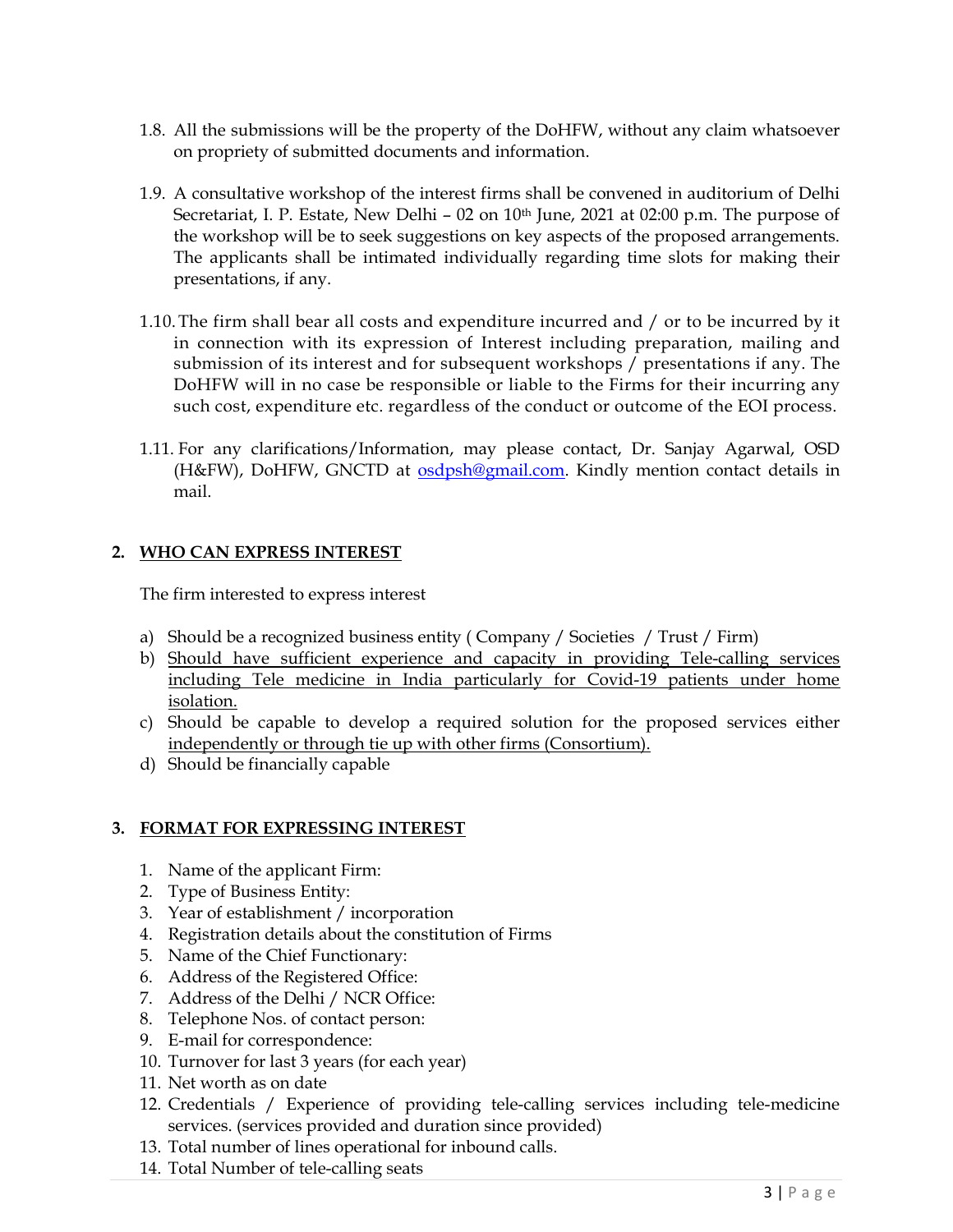1.8. All the submissions will be the property of the DoHFW, without any claim whatsoever on propriety of submitted documents and information.

1.9. A consultative workshop of the interest firms shall be convened in auditorium of Delhi Secretariat, I. P. Estate, New Delhi – 02 on 10th June, 2021 at 02:00 p.m. The purpose of the workshop will be to seek suggestions on key aspects of the proposed arrangements. The applicants shall be intimated individually regarding time slots for making their presentations, if any.

1.10. The firm shall bear all costs and expenditure incurred and / or to be incurred by it in connection with its expression of Interest including preparation, mailing and submission of its interest and for subsequent workshops / presentations if any. The DoHFW will in no case be responsible or liable to the Firms for their incurring any such cost, expenditure etc. regardless of the conduct or outcome of the EOI process.

1.11. For any clarifications/Information, may please contact, Dr. Sanjay Agarwal, OSD (H&FW), DoHFW, GNCTD at osdpsh@gmail.com. Kindly mention contact details in mail.

## 2. WHO CAN EXPRESS INTEREST

The firm interested to express interest

a) Should be a recognized business entity ( Company / Societies / Trust / Firm)
b) Should have sufficient experience and capacity in providing Tele-calling services including Tele medicine in India particularly for Covid-19 patients under home isolation.
c) Should be capable to develop a required solution for the proposed services either independently or through tie up with other firms (Consortium).
d) Should be financially capable

## 3. FORMAT FOR EXPRESSING INTEREST

1. Name of the applicant Firm:
2. Type of Business Entity:
3. Year of establishment / incorporation
4. Registration details about the constitution of Firms
5. Name of the Chief Functionary:
6. Address of the Registered Office:
7. Address of the Delhi / NCR Office:
8. Telephone Nos. of contact person:
9. E-mail for correspondence:
10. Turnover for last 3 years (for each year)
11. Net worth as on date
12. Credentials / Experience of providing tele-calling services including tele-medicine services. (services provided and duration since provided)
13. Total number of lines operational for inbound calls.
14. Total Number of tele-calling seats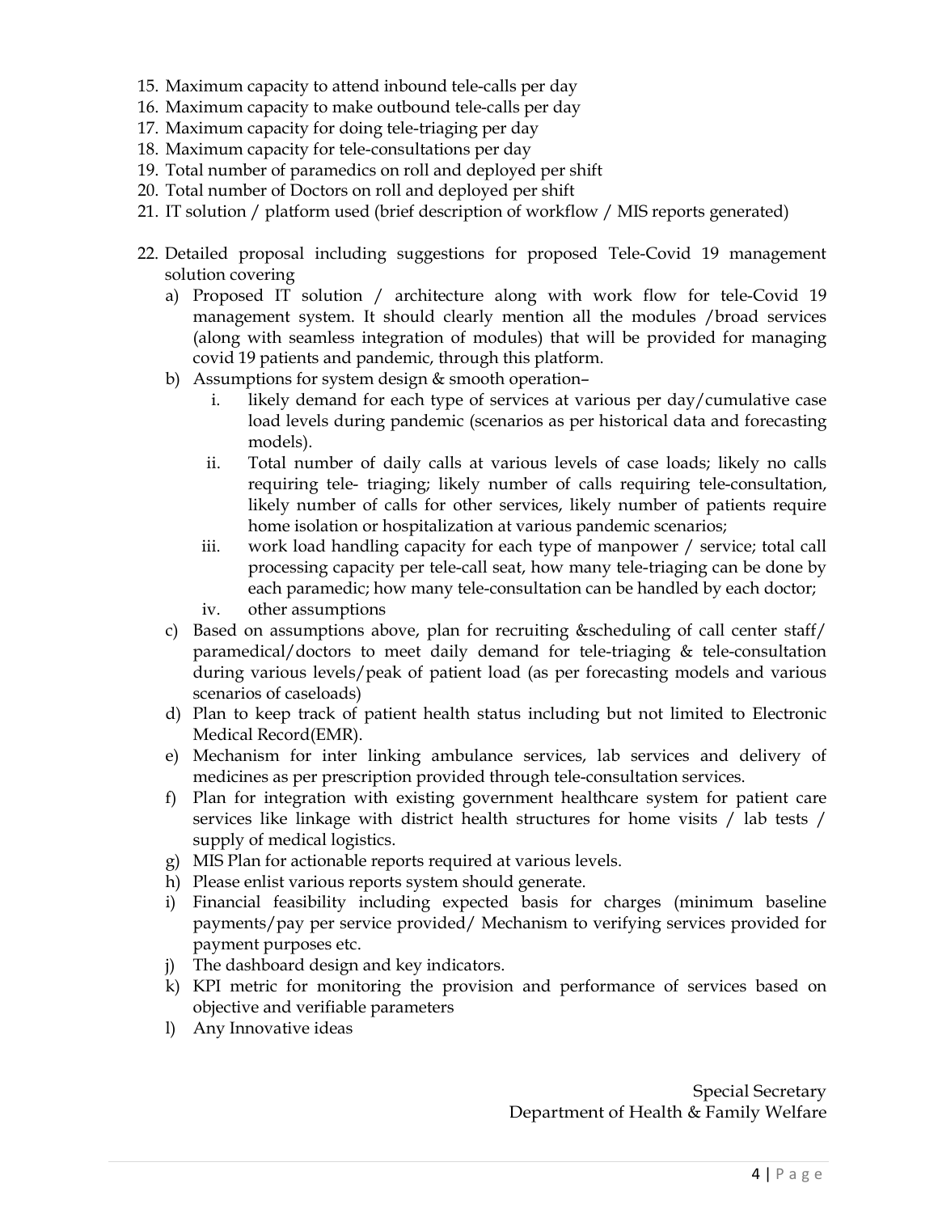15. Maximum capacity to attend inbound tele-calls per day
16. Maximum capacity to make outbound tele-calls per day
17. Maximum capacity for doing tele-triaging per day
18. Maximum capacity for tele-consultations per day
19. Total number of paramedics on roll and deployed per shift
20. Total number of Doctors on roll and deployed per shift
21. IT solution / platform used (brief description of workflow / MIS reports generated)

22. Detailed proposal including suggestions for proposed Tele-Covid 19 management solution covering
    a) Proposed IT solution / architecture along with work flow for tele-Covid 19 management system. It should clearly mention all the modules /broad services (along with seamless integration of modules) that will be provided for managing covid 19 patients and pandemic, through this platform.
    b) Assumptions for system design & smooth operation–
        i. likely demand for each type of services at various per day/cumulative case load levels during pandemic (scenarios as per historical data and forecasting models).
        ii. Total number of daily calls at various levels of case loads; likely no calls requiring tele- triaging; likely number of calls requiring tele-consultation, likely number of calls for other services, likely number of patients require home isolation or hospitalization at various pandemic scenarios;
        iii. work load handling capacity for each type of manpower / service; total call processing capacity per tele-call seat, how many tele-triaging can be done by each paramedic; how many tele-consultation can be handled by each doctor;
        iv. other assumptions
    c) Based on assumptions above, plan for recruiting &scheduling of call center staff/ paramedical/doctors to meet daily demand for tele-triaging & tele-consultation during various levels/peak of patient load (as per forecasting models and various scenarios of caseloads)
    d) Plan to keep track of patient health status including but not limited to Electronic Medical Record(EMR).
    e) Mechanism for inter linking ambulance services, lab services and delivery of medicines as per prescription provided through tele-consultation services.
    f) Plan for integration with existing government healthcare system for patient care services like linkage with district health structures for home visits / lab tests / supply of medical logistics.
    g) MIS Plan for actionable reports required at various levels.
    h) Please enlist various reports system should generate.
    i) Financial feasibility including expected basis for charges (minimum baseline payments/pay per service provided/ Mechanism to verifying services provided for payment purposes etc.
    j) The dashboard design and key indicators.
    k) KPI metric for monitoring the provision and performance of services based on objective and verifiable parameters
    l) Any Innovative ideas

Special Secretary
Department of Health & Family Welfare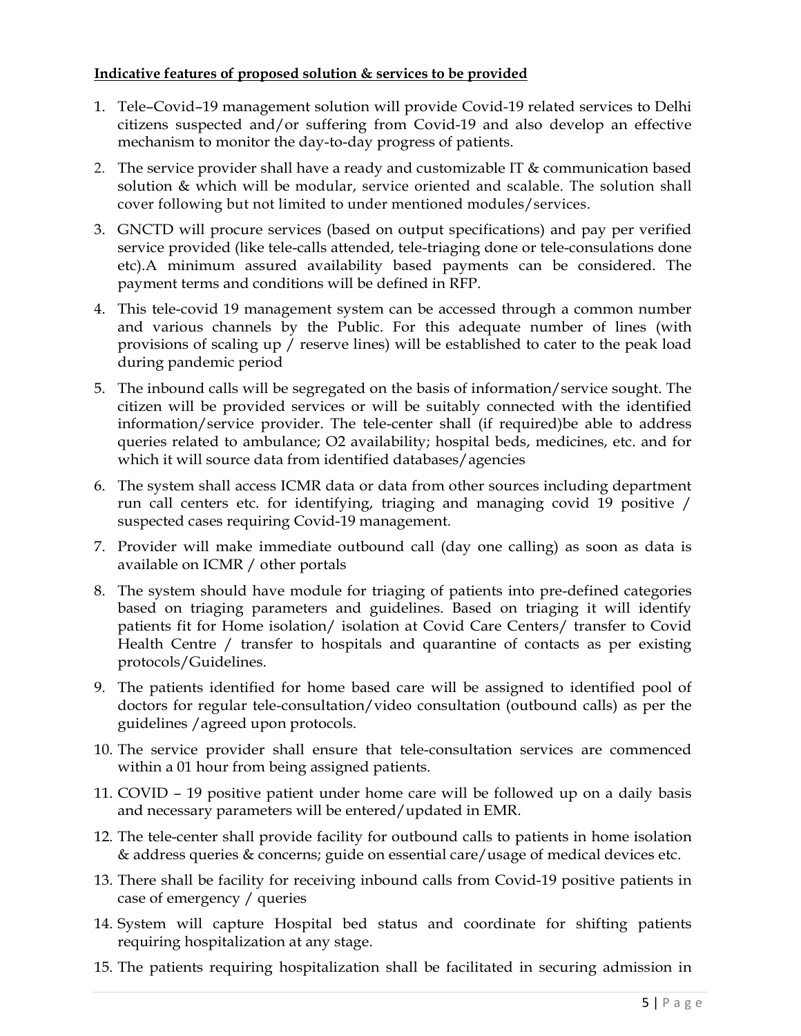**Indicative features of proposed solution & services to be provided**

1. Tele–Covid–19 management solution will provide Covid-19 related services to Delhi citizens suspected and/or suffering from Covid-19 and also develop an effective mechanism to monitor the day-to-day progress of patients.
2. The service provider shall have a ready and customizable IT & communication based solution & which will be modular, service oriented and scalable. The solution shall cover following but not limited to under mentioned modules/services.
3. GNCTD will procure services (based on output specifications) and pay per verified service provided (like tele-calls attended, tele-triaging done or tele-consulations done etc).A minimum assured availability based payments can be considered. The payment terms and conditions will be defined in RFP.
4. This tele-covid 19 management system can be accessed through a common number and various channels by the Public. For this adequate number of lines (with provisions of scaling up / reserve lines) will be established to cater to the peak load during pandemic period
5. The inbound calls will be segregated on the basis of information/service sought. The citizen will be provided services or will be suitably connected with the identified information/service provider. The tele-center shall (if required)be able to address queries related to ambulance; O2 availability; hospital beds, medicines, etc. and for which it will source data from identified databases/agencies
6. The system shall access ICMR data or data from other sources including department run call centers etc. for identifying, triaging and managing covid 19 positive / suspected cases requiring Covid-19 management.
7. Provider will make immediate outbound call (day one calling) as soon as data is available on ICMR / other portals
8. The system should have module for triaging of patients into pre-defined categories based on triaging parameters and guidelines. Based on triaging it will identify patients fit for Home isolation/ isolation at Covid Care Centers/ transfer to Covid Health Centre / transfer to hospitals and quarantine of contacts as per existing protocols/Guidelines.
9. The patients identified for home based care will be assigned to identified pool of doctors for regular tele-consultation/video consultation (outbound calls) as per the guidelines /agreed upon protocols.
10. The service provider shall ensure that tele-consultation services are commenced within a 01 hour from being assigned patients.
11. COVID – 19 positive patient under home care will be followed up on a daily basis and necessary parameters will be entered/updated in EMR.
12. The tele-center shall provide facility for outbound calls to patients in home isolation & address queries & concerns; guide on essential care/usage of medical devices etc.
13. There shall be facility for receiving inbound calls from Covid-19 positive patients in case of emergency / queries
14. System will capture Hospital bed status and coordinate for shifting patients requiring hospitalization at any stage.
15. The patients requiring hospitalization shall be facilitated in securing admission in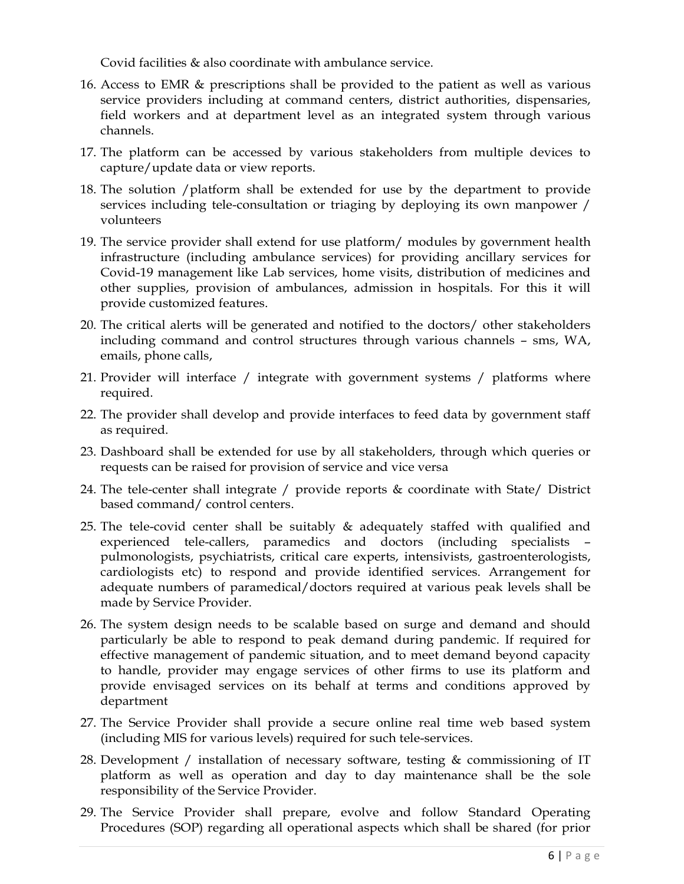Covid facilities & also coordinate with ambulance service.

16. Access to EMR & prescriptions shall be provided to the patient as well as various service providers including at command centers, district authorities, dispensaries, field workers and at department level as an integrated system through various channels.
17. The platform can be accessed by various stakeholders from multiple devices to capture/update data or view reports.
18. The solution /platform shall be extended for use by the department to provide services including tele-consultation or triaging by deploying its own manpower / volunteers
19. The service provider shall extend for use platform/ modules by government health infrastructure (including ambulance services) for providing ancillary services for Covid-19 management like Lab services, home visits, distribution of medicines and other supplies, provision of ambulances, admission in hospitals. For this it will provide customized features.
20. The critical alerts will be generated and notified to the doctors/ other stakeholders including command and control structures through various channels – sms, WA, emails, phone calls,
21. Provider will interface / integrate with government systems / platforms where required.
22. The provider shall develop and provide interfaces to feed data by government staff as required.
23. Dashboard shall be extended for use by all stakeholders, through which queries or requests can be raised for provision of service and vice versa
24. The tele-center shall integrate / provide reports & coordinate with State/ District based command/ control centers.
25. The tele-covid center shall be suitably & adequately staffed with qualified and experienced tele-callers, paramedics and doctors (including specialists – pulmonologists, psychiatrists, critical care experts, intensivists, gastroenterologists, cardiologists etc) to respond and provide identified services. Arrangement for adequate numbers of paramedical/doctors required at various peak levels shall be made by Service Provider.
26. The system design needs to be scalable based on surge and demand and should particularly be able to respond to peak demand during pandemic. If required for effective management of pandemic situation, and to meet demand beyond capacity to handle, provider may engage services of other firms to use its platform and provide envisaged services on its behalf at terms and conditions approved by department
27. The Service Provider shall provide a secure online real time web based system (including MIS for various levels) required for such tele-services.
28. Development / installation of necessary software, testing & commissioning of IT platform as well as operation and day to day maintenance shall be the sole responsibility of the Service Provider.
29. The Service Provider shall prepare, evolve and follow Standard Operating Procedures (SOP) regarding all operational aspects which shall be shared (for prior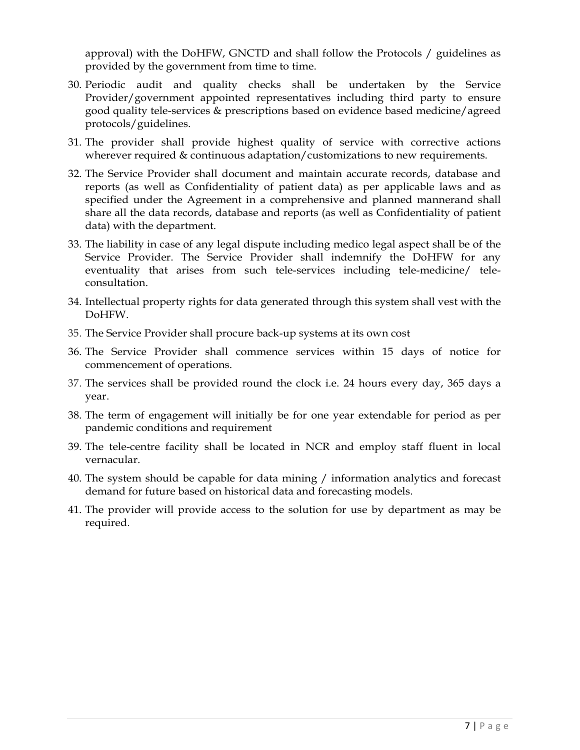approval) with the DoHFW, GNCTD and shall follow the Protocols / guidelines as provided by the government from time to time.

30. Periodic audit and quality checks shall be undertaken by the Service Provider/government appointed representatives including third party to ensure good quality tele-services & prescriptions based on evidence based medicine/agreed protocols/guidelines.
31. The provider shall provide highest quality of service with corrective actions wherever required & continuous adaptation/customizations to new requirements.
32. The Service Provider shall document and maintain accurate records, database and reports (as well as Confidentiality of patient data) as per applicable laws and as specified under the Agreement in a comprehensive and planned mannerand shall share all the data records, database and reports (as well as Confidentiality of patient data) with the department.
33. The liability in case of any legal dispute including medico legal aspect shall be of the Service Provider. The Service Provider shall indemnify the DoHFW for any eventuality that arises from such tele-services including tele-medicine/ tele-consultation.
34. Intellectual property rights for data generated through this system shall vest with the DoHFW.
35. The Service Provider shall procure back-up systems at its own cost
36. The Service Provider shall commence services within 15 days of notice for commencement of operations.
37. The services shall be provided round the clock i.e. 24 hours every day, 365 days a year.
38. The term of engagement will initially be for one year extendable for period as per pandemic conditions and requirement
39. The tele-centre facility shall be located in NCR and employ staff fluent in local vernacular.
40. The system should be capable for data mining / information analytics and forecast demand for future based on historical data and forecasting models.
41. The provider will provide access to the solution for use by department as may be required.